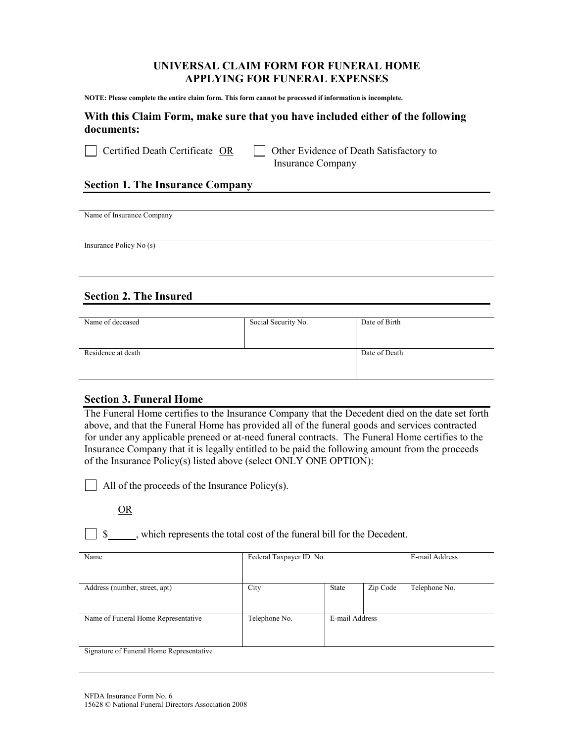# UNIVERSAL CLAIM FORM FOR FUNERAL HOME APPLYING FOR FUNERAL EXPENSES

**NOTE: Please complete the entire claim form. This form cannot be processed if information is incomplete.**

### With this Claim Form, make sure that you have included either of the following documents:

☐ Certified Death Certificate OR ☐ Other Evidence of Death Satisfactory to Insurance Company

## Section 1. The Insurance Company

| Name of Insurance Company |
|---|
| |

| Insurance Policy No (s) |
|---|
| |

## Section 2. The Insured

| Name of deceased | Social Security No. | Date of Birth |
|---|---|---|
| | | |
| Residence at death | | Date of Death |
| | | |

## Section 3. Funeral Home

The Funeral Home certifies to the Insurance Company that the Decedent died on the date set forth above, and that the Funeral Home has provided all of the funeral goods and services contracted for under any applicable preneed or at-need funeral contracts. The Funeral Home certifies to the Insurance Company that it is legally entitled to be paid the following amount from the proceeds of the Insurance Policy(s) listed above (select ONLY ONE OPTION):

☐ All of the proceeds of the Insurance Policy(s).

OR

☐ $______, which represents the total cost of the funeral bill for the Decedent.

| Name | Federal Taxpayer ID No. | | | E-mail Address |
|---|---|---|---|---|
| | | | | |
| Address (number, street, apt) | City | State | Zip Code | Telephone No. |
| | | | | |
| Name of Funeral Home Representative | Telephone No. | E-mail Address | | |
| | | | | |

| Signature of Funeral Home Representative |
|---|
| |

NFDA Insurance Form No. 6
15628 © National Funeral Directors Association 2008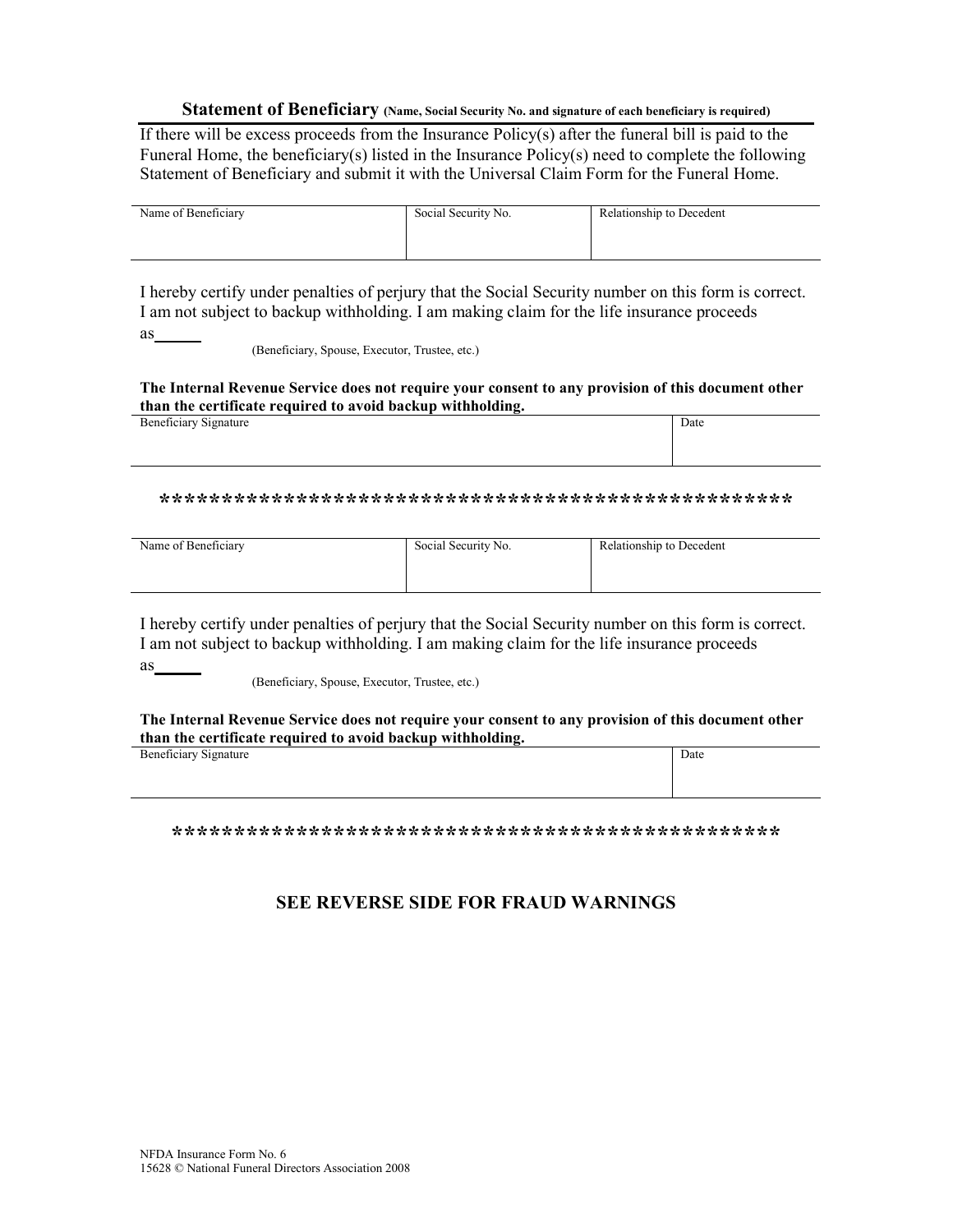## Statement of Beneficiary (Name, Social Security No. and signature of each beneficiary is required)

If there will be excess proceeds from the Insurance Policy(s) after the funeral bill is paid to the Funeral Home, the beneficiary(s) listed in the Insurance Policy(s) need to complete the following Statement of Beneficiary and submit it with the Universal Claim Form for the Funeral Home.

| Name of Beneficiary | Social Security No. | Relationship to Decedent |
|---|---|---|
| | | |

I hereby certify under penalties of perjury that the Social Security number on this form is correct. I am not subject to backup withholding. I am making claim for the life insurance proceeds as______

(Beneficiary, Spouse, Executor, Trustee, etc.)

**The Internal Revenue Service does not require your consent to any provision of this document other than the certificate required to avoid backup withholding.**

| Beneficiary Signature | Date |
|---|---|
| | |

**\*\*\*\*\*\*\*\*\*\*\*\*\*\*\*\*\*\*\*\*\*\*\*\*\*\*\*\*\*\*\*\*\*\*\*\*\*\*\*\*\*\*\*\*\*\*\*\*\*\*\*\***

| Name of Beneficiary | Social Security No. | Relationship to Decedent |
|---|---|---|
| | | |

I hereby certify under penalties of perjury that the Social Security number on this form is correct. I am not subject to backup withholding. I am making claim for the life insurance proceeds as______

(Beneficiary, Spouse, Executor, Trustee, etc.)

**The Internal Revenue Service does not require your consent to any provision of this document other than the certificate required to avoid backup withholding.**

| Beneficiary Signature | Date |
|---|---|
| | |

**\*\*\*\*\*\*\*\*\*\*\*\*\*\*\*\*\*\*\*\*\*\*\*\*\*\*\*\*\*\*\*\*\*\*\*\*\*\*\*\*\*\*\*\*\*\*\*\*\*\*\***

### SEE REVERSE SIDE FOR FRAUD WARNINGS

NFDA Insurance Form No. 6
15628 © National Funeral Directors Association 2008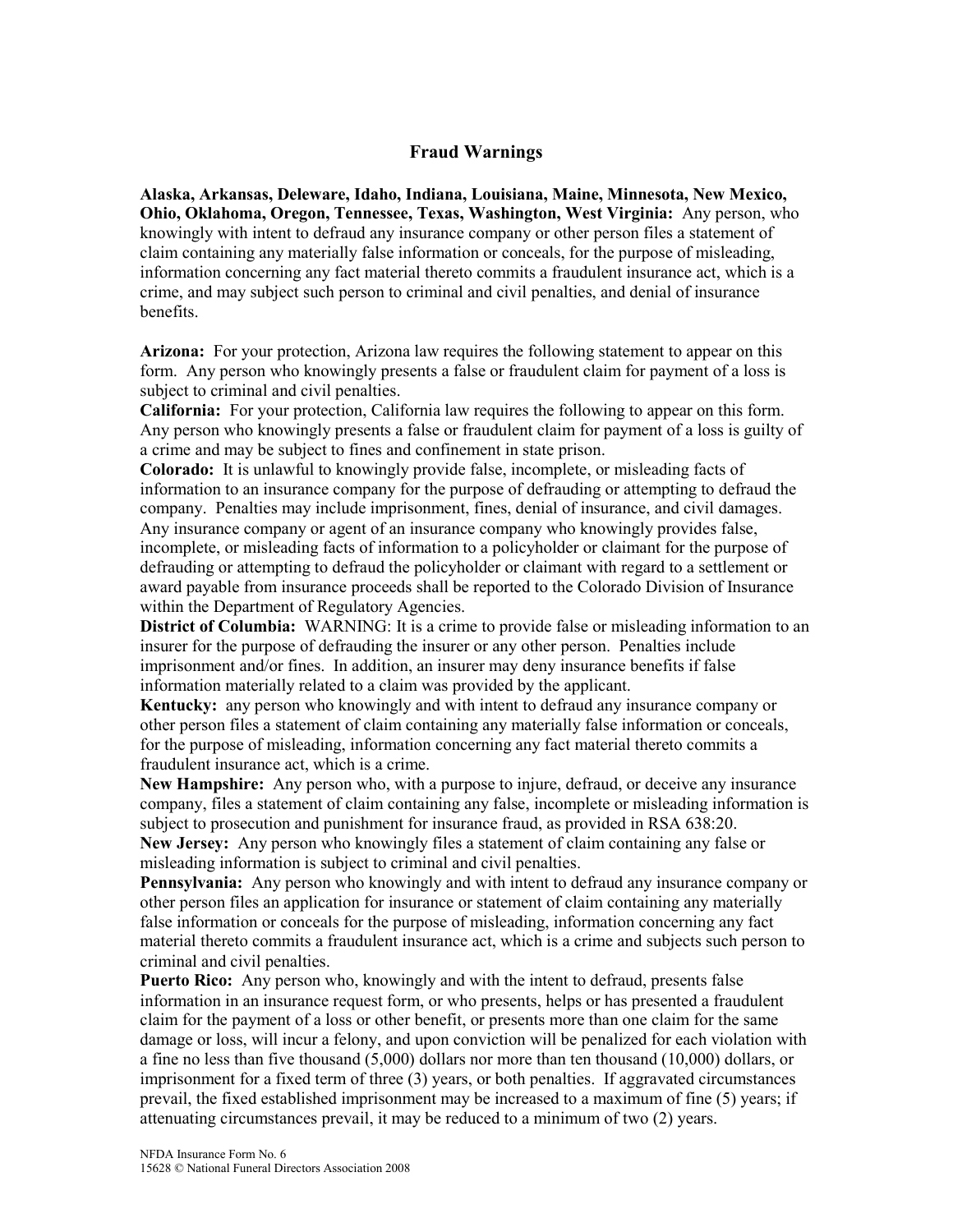## Fraud Warnings

**Alaska, Arkansas, Deleware, Idaho, Indiana, Louisiana, Maine, Minnesota, New Mexico, Ohio, Oklahoma, Oregon, Tennessee, Texas, Washington, West Virginia:** Any person, who knowingly with intent to defraud any insurance company or other person files a statement of claim containing any materially false information or conceals, for the purpose of misleading, information concerning any fact material thereto commits a fraudulent insurance act, which is a crime, and may subject such person to criminal and civil penalties, and denial of insurance benefits.

**Arizona:** For your protection, Arizona law requires the following statement to appear on this form. Any person who knowingly presents a false or fraudulent claim for payment of a loss is subject to criminal and civil penalties.

**California:** For your protection, California law requires the following to appear on this form. Any person who knowingly presents a false or fraudulent claim for payment of a loss is guilty of a crime and may be subject to fines and confinement in state prison.

**Colorado:** It is unlawful to knowingly provide false, incomplete, or misleading facts of information to an insurance company for the purpose of defrauding or attempting to defraud the company. Penalties may include imprisonment, fines, denial of insurance, and civil damages. Any insurance company or agent of an insurance company who knowingly provides false, incomplete, or misleading facts of information to a policyholder or claimant for the purpose of defrauding or attempting to defraud the policyholder or claimant with regard to a settlement or award payable from insurance proceeds shall be reported to the Colorado Division of Insurance within the Department of Regulatory Agencies.

**District of Columbia:** WARNING: It is a crime to provide false or misleading information to an insurer for the purpose of defrauding the insurer or any other person. Penalties include imprisonment and/or fines. In addition, an insurer may deny insurance benefits if false information materially related to a claim was provided by the applicant.

**Kentucky:** any person who knowingly and with intent to defraud any insurance company or other person files a statement of claim containing any materially false information or conceals, for the purpose of misleading, information concerning any fact material thereto commits a fraudulent insurance act, which is a crime.

**New Hampshire:** Any person who, with a purpose to injure, defraud, or deceive any insurance company, files a statement of claim containing any false, incomplete or misleading information is subject to prosecution and punishment for insurance fraud, as provided in RSA 638:20.

**New Jersey:** Any person who knowingly files a statement of claim containing any false or misleading information is subject to criminal and civil penalties.

**Pennsylvania:** Any person who knowingly and with intent to defraud any insurance company or other person files an application for insurance or statement of claim containing any materially false information or conceals for the purpose of misleading, information concerning any fact material thereto commits a fraudulent insurance act, which is a crime and subjects such person to criminal and civil penalties.

**Puerto Rico:** Any person who, knowingly and with the intent to defraud, presents false information in an insurance request form, or who presents, helps or has presented a fraudulent claim for the payment of a loss or other benefit, or presents more than one claim for the same damage or loss, will incur a felony, and upon conviction will be penalized for each violation with a fine no less than five thousand (5,000) dollars nor more than ten thousand (10,000) dollars, or imprisonment for a fixed term of three (3) years, or both penalties. If aggravated circumstances prevail, the fixed established imprisonment may be increased to a maximum of fine (5) years; if attenuating circumstances prevail, it may be reduced to a minimum of two (2) years.

NFDA Insurance Form No. 6
15628 © National Funeral Directors Association 2008